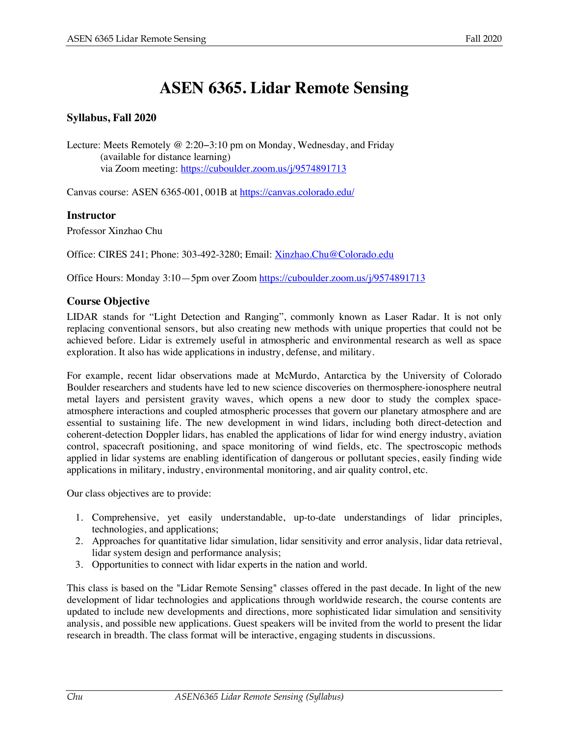# ASEN 6365. Lidar Remote Sensing

### Syllabus, Fall 2020

Lecture: Meets Remotely @ 2:20–3:10 pm on Monday, Wednesday, and Friday
(available for distance learning)
via Zoom meeting: https://cuboulder.zoom.us/j/9574891713

Canvas course: ASEN 6365-001, 001B at https://canvas.colorado.edu/

## Instructor

Professor Xinzhao Chu

Office: CIRES 241; Phone: 303-492-3280; Email: Xinzhao.Chu@Colorado.edu

Office Hours: Monday 3:10—5pm over Zoom https://cuboulder.zoom.us/j/9574891713

## Course Objective

LIDAR stands for "Light Detection and Ranging", commonly known as Laser Radar. It is not only replacing conventional sensors, but also creating new methods with unique properties that could not be achieved before. Lidar is extremely useful in atmospheric and environmental research as well as space exploration. It also has wide applications in industry, defense, and military.

For example, recent lidar observations made at McMurdo, Antarctica by the University of Colorado Boulder researchers and students have led to new science discoveries on thermosphere-ionosphere neutral metal layers and persistent gravity waves, which opens a new door to study the complex space-atmosphere interactions and coupled atmospheric processes that govern our planetary atmosphere and are essential to sustaining life. The new development in wind lidars, including both direct-detection and coherent-detection Doppler lidars, has enabled the applications of lidar for wind energy industry, aviation control, spacecraft positioning, and space monitoring of wind fields, etc. The spectroscopic methods applied in lidar systems are enabling identification of dangerous or pollutant species, easily finding wide applications in military, industry, environmental monitoring, and air quality control, etc.

Our class objectives are to provide:

1. Comprehensive, yet easily understandable, up-to-date understandings of lidar principles, technologies, and applications;
2. Approaches for quantitative lidar simulation, lidar sensitivity and error analysis, lidar data retrieval, lidar system design and performance analysis;
3. Opportunities to connect with lidar experts in the nation and world.

This class is based on the "Lidar Remote Sensing" classes offered in the past decade. In light of the new development of lidar technologies and applications through worldwide research, the course contents are updated to include new developments and directions, more sophisticated lidar simulation and sensitivity analysis, and possible new applications. Guest speakers will be invited from the world to present the lidar research in breadth. The class format will be interactive, engaging students in discussions.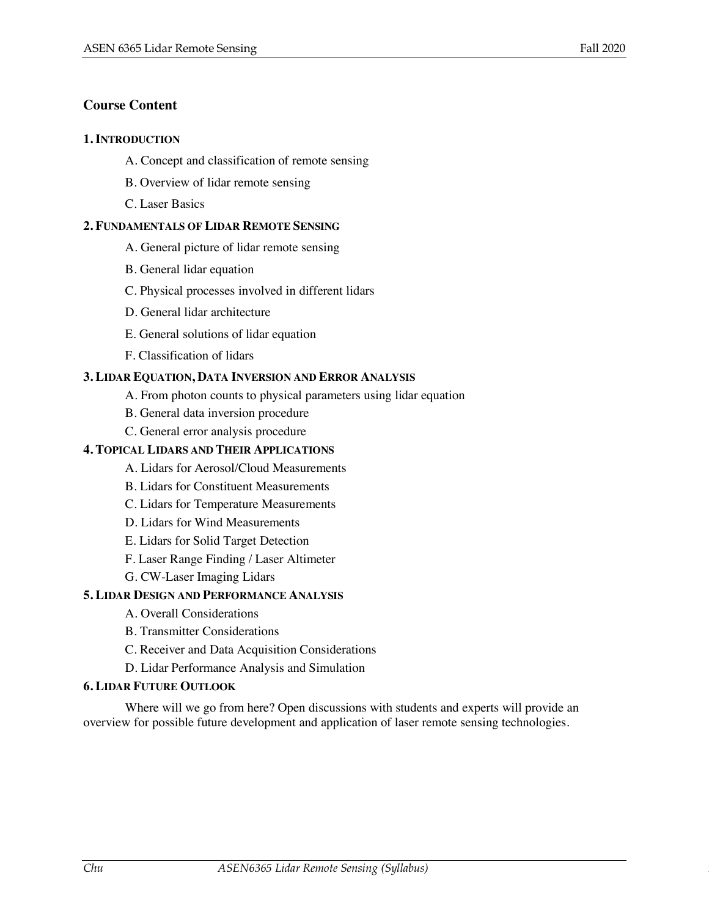## Course Content

### 1. Introduction

A. Concept and classification of remote sensing

B. Overview of lidar remote sensing

C. Laser Basics

### 2. Fundamentals of Lidar Remote Sensing

A. General picture of lidar remote sensing

B. General lidar equation

C. Physical processes involved in different lidars

D. General lidar architecture

E. General solutions of lidar equation

F. Classification of lidars

### 3. Lidar Equation, Data Inversion and Error Analysis

A. From photon counts to physical parameters using lidar equation

B. General data inversion procedure

C. General error analysis procedure

### 4. Topical Lidars and Their Applications

A. Lidars for Aerosol/Cloud Measurements

B. Lidars for Constituent Measurements

C. Lidars for Temperature Measurements

D. Lidars for Wind Measurements

E. Lidars for Solid Target Detection

F. Laser Range Finding / Laser Altimeter

G. CW-Laser Imaging Lidars

### 5. Lidar Design and Performance Analysis

A. Overall Considerations

B. Transmitter Considerations

C. Receiver and Data Acquisition Considerations

D. Lidar Performance Analysis and Simulation

### 6. Lidar Future Outlook

Where will we go from here? Open discussions with students and experts will provide an overview for possible future development and application of laser remote sensing technologies.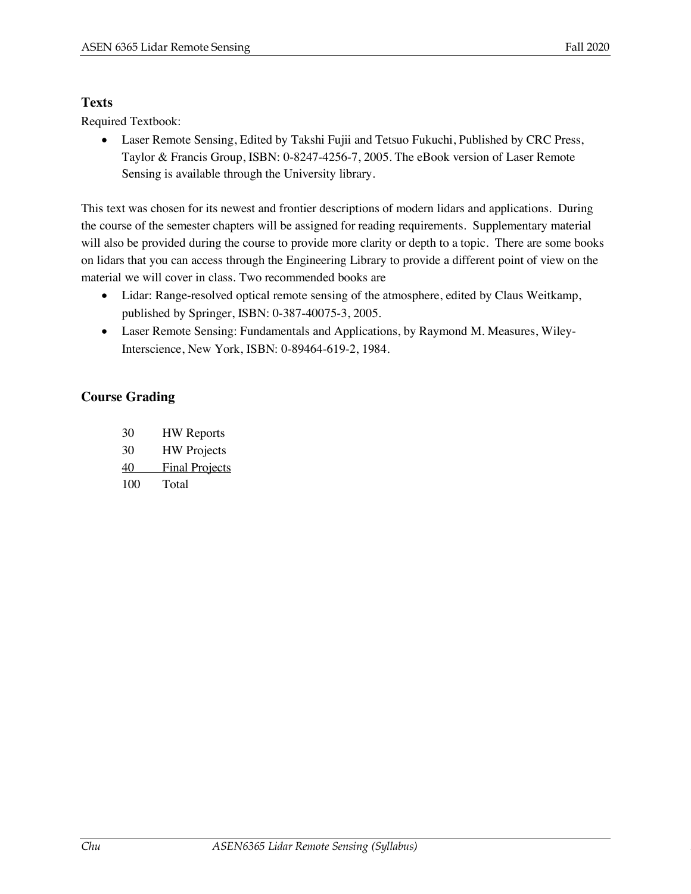## Texts

Required Textbook:

- Laser Remote Sensing, Edited by Takshi Fujii and Tetsuo Fukuchi, Published by CRC Press, Taylor & Francis Group, ISBN: 0-8247-4256-7, 2005. The eBook version of Laser Remote Sensing is available through the University library.

This text was chosen for its newest and frontier descriptions of modern lidars and applications. During the course of the semester chapters will be assigned for reading requirements. Supplementary material will also be provided during the course to provide more clarity or depth to a topic. There are some books on lidars that you can access through the Engineering Library to provide a different point of view on the material we will cover in class. Two recommended books are

- Lidar: Range-resolved optical remote sensing of the atmosphere, edited by Claus Weitkamp, published by Springer, ISBN: 0-387-40075-3, 2005.
- Laser Remote Sensing: Fundamentals and Applications, by Raymond M. Measures, Wiley-Interscience, New York, ISBN: 0-89464-619-2, 1984.

## Course Grading

| | |
|---|---|
| 30 | HW Reports |
| 30 | HW Projects |
| 40 | Final Projects |
| 100 | Total |